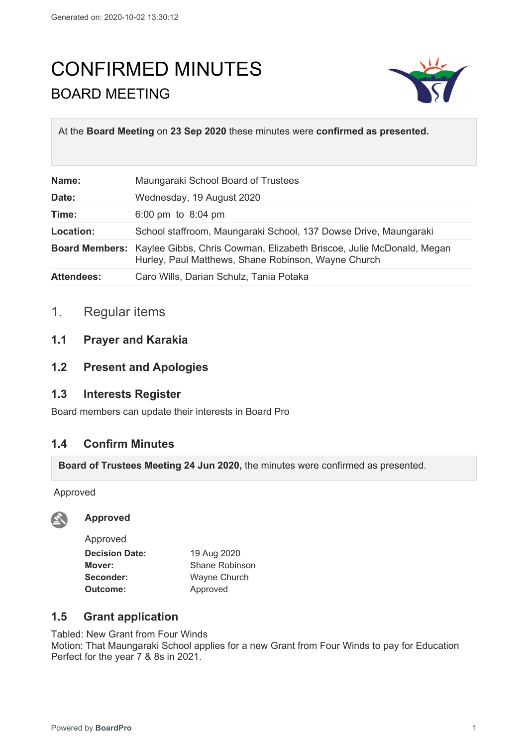# CONFIRMED MINUTES

## BOARD MEETING

At the **Board Meeting** on **23 Sep 2020** these minutes were **confirmed as presented.**

| | |
|---|---|
| **Name:** | Maungaraki School Board of Trustees |
| **Date:** | Wednesday, 19 August 2020 |
| **Time:** | 6:00 pm to 8:04 pm |
| **Location:** | School staffroom, Maungaraki School, 137 Dowse Drive, Maungaraki |
| **Board Members:** | Kaylee Gibbs, Chris Cowman, Elizabeth Briscoe, Julie McDonald, Megan Hurley, Paul Matthews, Shane Robinson, Wayne Church |
| **Attendees:** | Caro Wills, Darian Schulz, Tania Potaka |

## 1. Regular items

### 1.1 Prayer and Karakia

### 1.2 Present and Apologies

### 1.3 Interests Register

Board members can update their interests in Board Pro

### 1.4 Confirm Minutes

**Board of Trustees Meeting 24 Jun 2020,** the minutes were confirmed as presented.

Approved

**Approved**

Approved

**Decision Date:** 19 Aug 2020
**Mover:** Shane Robinson
**Seconder:** Wayne Church
**Outcome:** Approved

### 1.5 Grant application

Tabled: New Grant from Four Winds
Motion: That Maungaraki School applies for a new Grant from Four Winds to pay for Education Perfect for the year 7 & 8s in 2021.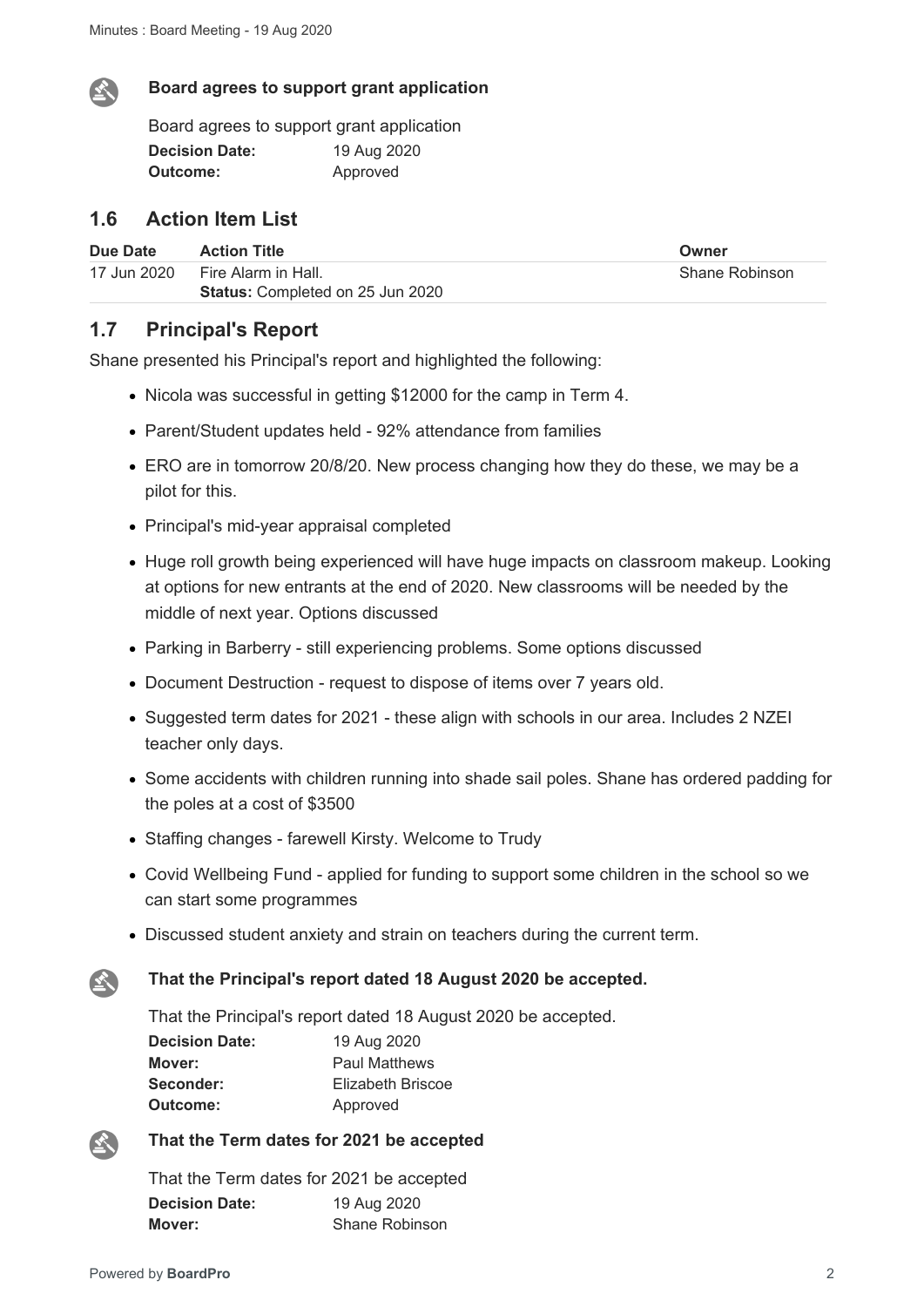**Board agrees to support grant application**

Board agrees to support grant application

**Decision Date:** 19 Aug 2020
**Outcome:** Approved

## 1.6 Action Item List

| Due Date | Action Title | Owner |
| --- | --- | --- |
| 17 Jun 2020 | Fire Alarm in Hall. **Status:** Completed on 25 Jun 2020 | Shane Robinson |

## 1.7 Principal's Report

Shane presented his Principal's report and highlighted the following:

- Nicola was successful in getting $12000 for the camp in Term 4.
- Parent/Student updates held - 92% attendance from families
- ERO are in tomorrow 20/8/20. New process changing how they do these, we may be a pilot for this.
- Principal's mid-year appraisal completed
- Huge roll growth being experienced will have huge impacts on classroom makeup. Looking at options for new entrants at the end of 2020. New classrooms will be needed by the middle of next year. Options discussed
- Parking in Barberry - still experiencing problems. Some options discussed
- Document Destruction - request to dispose of items over 7 years old.
- Suggested term dates for 2021 - these align with schools in our area. Includes 2 NZEI teacher only days.
- Some accidents with children running into shade sail poles. Shane has ordered padding for the poles at a cost of $3500
- Staffing changes - farewell Kirsty. Welcome to Trudy
- Covid Wellbeing Fund - applied for funding to support some children in the school so we can start some programmes
- Discussed student anxiety and strain on teachers during the current term.

**That the Principal's report dated 18 August 2020 be accepted.**

That the Principal's report dated 18 August 2020 be accepted.

**Decision Date:** 19 Aug 2020
**Mover:** Paul Matthews
**Seconder:** Elizabeth Briscoe
**Outcome:** Approved

**That the Term dates for 2021 be accepted**

That the Term dates for 2021 be accepted

**Decision Date:** 19 Aug 2020
**Mover:** Shane Robinson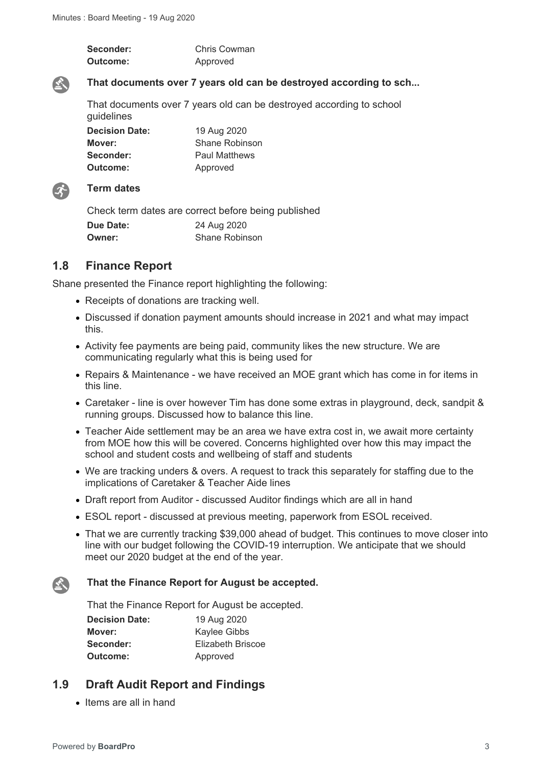| | |
|---|---|
| **Seconder:** | Chris Cowman |
| **Outcome:** | Approved |

**That documents over 7 years old can be destroyed according to sch...**

That documents over 7 years old can be destroyed according to school guidelines

| | |
|---|---|
| **Decision Date:** | 19 Aug 2020 |
| **Mover:** | Shane Robinson |
| **Seconder:** | Paul Matthews |
| **Outcome:** | Approved |

**Term dates**

Check term dates are correct before being published

| | |
|---|---|
| **Due Date:** | 24 Aug 2020 |
| **Owner:** | Shane Robinson |

## 1.8 Finance Report

Shane presented the Finance report highlighting the following:

- Receipts of donations are tracking well.
- Discussed if donation payment amounts should increase in 2021 and what may impact this.
- Activity fee payments are being paid, community likes the new structure. We are communicating regularly what this is being used for
- Repairs & Maintenance - we have received an MOE grant which has come in for items in this line.
- Caretaker - line is over however Tim has done some extras in playground, deck, sandpit & running groups. Discussed how to balance this line.
- Teacher Aide settlement may be an area we have extra cost in, we await more certainty from MOE how this will be covered. Concerns highlighted over how this may impact the school and student costs and wellbeing of staff and students
- We are tracking unders & overs. A request to track this separately for staffing due to the implications of Caretaker & Teacher Aide lines
- Draft report from Auditor - discussed Auditor findings which are all in hand
- ESOL report - discussed at previous meeting, paperwork from ESOL received.
- That we are currently tracking $39,000 ahead of budget. This continues to move closer into line with our budget following the COVID-19 interruption. We anticipate that we should meet our 2020 budget at the end of the year.

**That the Finance Report for August be accepted.**

That the Finance Report for August be accepted.

| | |
|---|---|
| **Decision Date:** | 19 Aug 2020 |
| **Mover:** | Kaylee Gibbs |
| **Seconder:** | Elizabeth Briscoe |
| **Outcome:** | Approved |

## 1.9 Draft Audit Report and Findings

- Items are all in hand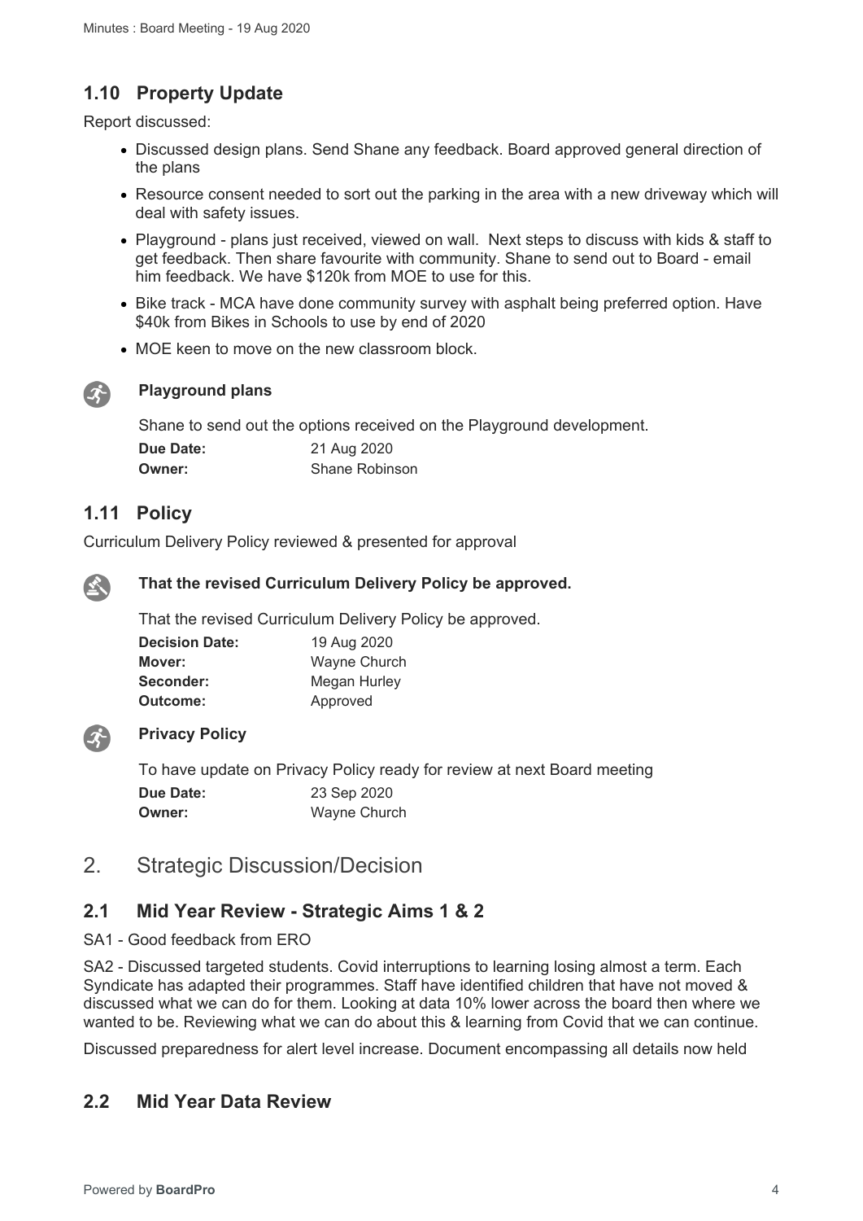## 1.10 Property Update

Report discussed:

- Discussed design plans. Send Shane any feedback. Board approved general direction of the plans
- Resource consent needed to sort out the parking in the area with a new driveway which will deal with safety issues.
- Playground - plans just received, viewed on wall. Next steps to discuss with kids & staff to get feedback. Then share favourite with community. Shane to send out to Board - email him feedback. We have $120k from MOE to use for this.
- Bike track - MCA have done community survey with asphalt being preferred option. Have $40k from Bikes in Schools to use by end of 2020
- MOE keen to move on the new classroom block.

**Playground plans**

Shane to send out the options received on the Playground development.

**Due Date:** 21 Aug 2020
**Owner:** Shane Robinson

## 1.11 Policy

Curriculum Delivery Policy reviewed & presented for approval

**That the revised Curriculum Delivery Policy be approved.**

That the revised Curriculum Delivery Policy be approved.

**Decision Date:** 19 Aug 2020
**Mover:** Wayne Church
**Seconder:** Megan Hurley
**Outcome:** Approved

**Privacy Policy**

To have update on Privacy Policy ready for review at next Board meeting

**Due Date:** 23 Sep 2020
**Owner:** Wayne Church

# 2. Strategic Discussion/Decision

## 2.1 Mid Year Review - Strategic Aims 1 & 2

SA1 - Good feedback from ERO

SA2 - Discussed targeted students. Covid interruptions to learning losing almost a term. Each Syndicate has adapted their programmes. Staff have identified children that have not moved & discussed what we can do for them. Looking at data 10% lower across the board then where we wanted to be. Reviewing what we can do about this & learning from Covid that we can continue.

Discussed preparedness for alert level increase. Document encompassing all details now held

## 2.2 Mid Year Data Review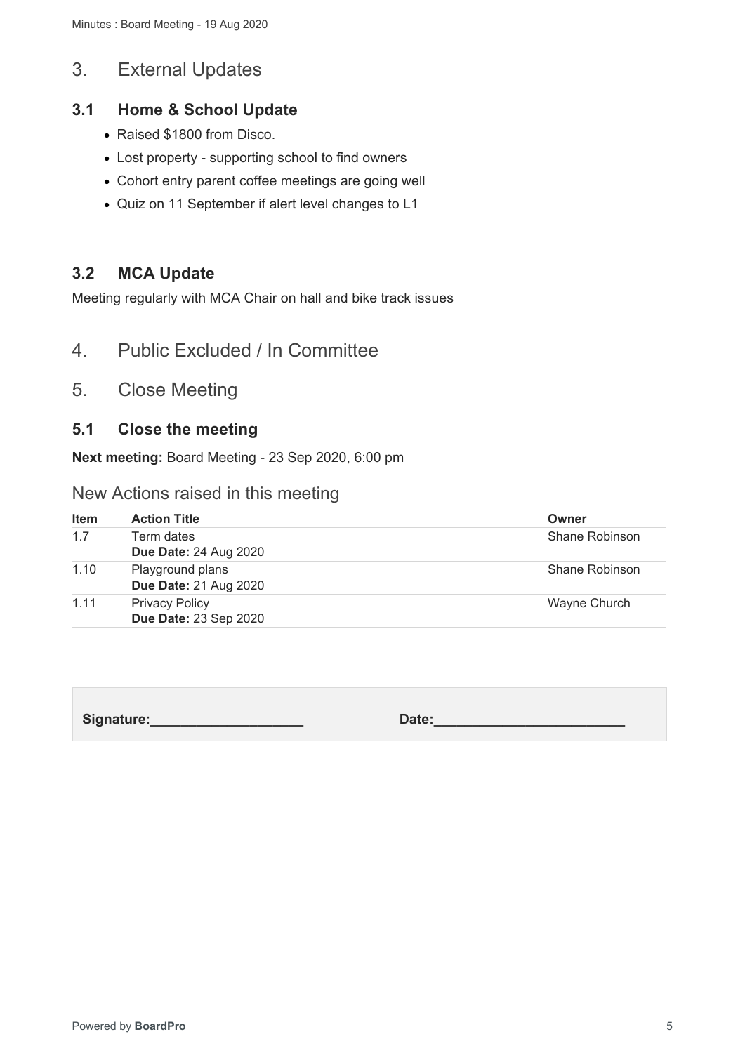## 3. External Updates

### 3.1 Home & School Update

- Raised $1800 from Disco.
- Lost property - supporting school to find owners
- Cohort entry parent coffee meetings are going well
- Quiz on 11 September if alert level changes to L1

### 3.2 MCA Update

Meeting regularly with MCA Chair on hall and bike track issues

## 4. Public Excluded / In Committee

## 5. Close Meeting

### 5.1 Close the meeting

**Next meeting:** Board Meeting - 23 Sep 2020, 6:00 pm

## New Actions raised in this meeting

| Item | Action Title | Owner |
|---|---|---|
| 1.7 | Term dates<br>**Due Date:** 24 Aug 2020 | Shane Robinson |
| 1.10 | Playground plans<br>**Due Date:** 21 Aug 2020 | Shane Robinson |
| 1.11 | Privacy Policy<br>**Due Date:** 23 Sep 2020 | Wayne Church |

**Signature:___________________** **Date:________________________**